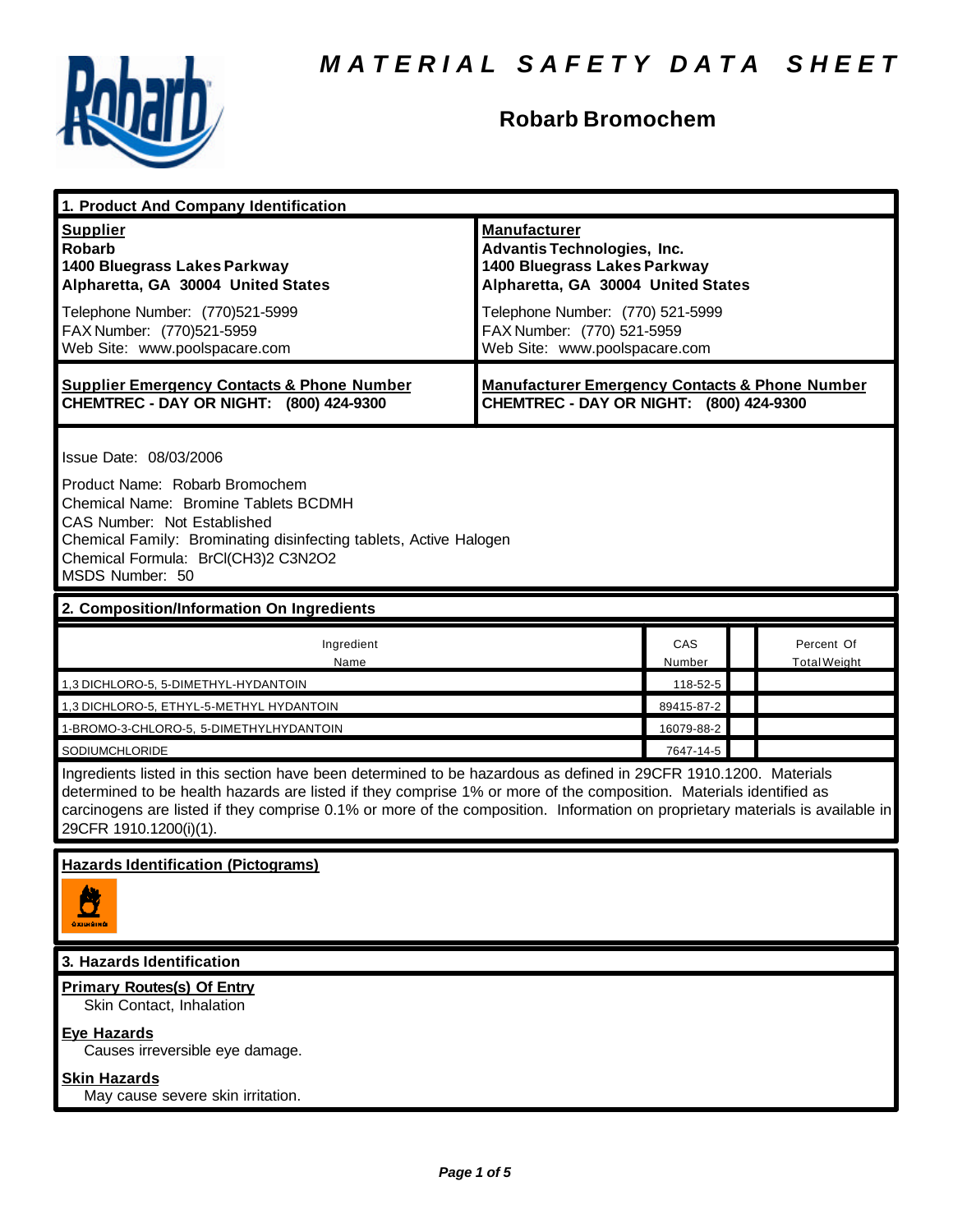# MATERIAL SAFETY DATA SHEET

## Robarb Bromochem

### 1. Product And Company Identification

| **Supplier** | **Manufacturer** |
|---|---|
| **Robarb**<br>**1400 Bluegrass Lakes Parkway**<br>**Alpharetta, GA 30004 United States** | **Advantis Technologies, Inc.**<br>**1400 Bluegrass Lakes Parkway**<br>**Alpharetta, GA 30004 United States** |
| Telephone Number: (770)521-5999<br>FAX Number: (770)521-5959<br>Web Site: www.poolspacare.com | Telephone Number: (770) 521-5999<br>FAX Number: (770) 521-5959<br>Web Site: www.poolspacare.com |
| **Supplier Emergency Contacts & Phone Number**<br>**CHEMTREC - DAY OR NIGHT: (800) 424-9300** | **Manufacturer Emergency Contacts & Phone Number**<br>**CHEMTREC - DAY OR NIGHT: (800) 424-9300** |

Issue Date: 08/03/2006

Product Name: Robarb Bromochem
Chemical Name: Bromine Tablets BCDMH
CAS Number: Not Established
Chemical Family: Brominating disinfecting tablets, Active Halogen
Chemical Formula: BrCl(CH3)2 C3N2O2
MSDS Number: 50

### 2. Composition/Information On Ingredients

| Ingredient Name | CAS Number | | Percent Of Total Weight |
|---|---|---|---|
| 1,3 DICHLORO-5, 5-DIMETHYL-HYDANTOIN | 118-52-5 | | |
| 1,3 DICHLORO-5, ETHYL-5-METHYL HYDANTOIN | 89415-87-2 | | |
| 1-BROMO-3-CHLORO-5, 5-DIMETHYLHYDANTOIN | 16079-88-2 | | |
| SODIUMCHLORIDE | 7647-14-5 | | |

Ingredients listed in this section have been determined to be hazardous as defined in 29CFR 1910.1200. Materials determined to be health hazards are listed if they comprise 1% or more of the composition. Materials identified as carcinogens are listed if they comprise 0.1% or more of the composition. Information on proprietary materials is available in 29CFR 1910.1200(i)(1).

**Hazards Identification (Pictograms)**

### 3. Hazards Identification

**Primary Routes(s) Of Entry**
Skin Contact, Inhalation

**Eye Hazards**
Causes irreversible eye damage.

**Skin Hazards**
May cause severe skin irritation.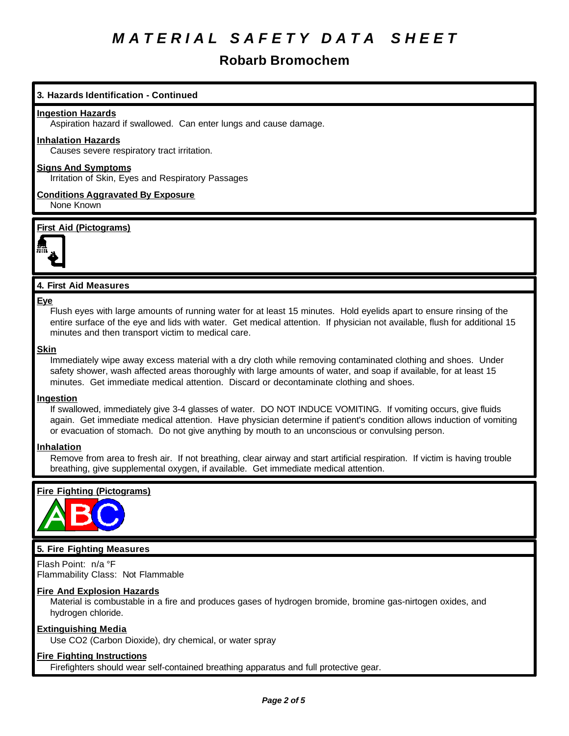# MATERIAL SAFETY DATA SHEET

## Robarb Bromochem

### 3. Hazards Identification - Continued

**Ingestion Hazards**

Aspiration hazard if swallowed. Can enter lungs and cause damage.

**Inhalation Hazards**

Causes severe respiratory tract irritation.

**Signs And Symptoms**

Irritation of Skin, Eyes and Respiratory Passages

**Conditions Aggravated By Exposure**

None Known

**First Aid (Pictograms)**

### 4. First Aid Measures

**Eye**

Flush eyes with large amounts of running water for at least 15 minutes. Hold eyelids apart to ensure rinsing of the entire surface of the eye and lids with water. Get medical attention. If physician not available, flush for additional 15 minutes and then transport victim to medical care.

**Skin**

Immediately wipe away excess material with a dry cloth while removing contaminated clothing and shoes. Under safety shower, wash affected areas thoroughly with large amounts of water, and soap if available, for at least 15 minutes. Get immediate medical attention. Discard or decontaminate clothing and shoes.

**Ingestion**

If swallowed, immediately give 3-4 glasses of water. DO NOT INDUCE VOMITING. If vomiting occurs, give fluids again. Get immediate medical attention. Have physician determine if patient's condition allows induction of vomiting or evacuation of stomach. Do not give anything by mouth to an unconscious or convulsing person.

**Inhalation**

Remove from area to fresh air. If not breathing, clear airway and start artificial respiration. If victim is having trouble breathing, give supplemental oxygen, if available. Get immediate medical attention.

**Fire Fighting (Pictograms)**

### 5. Fire Fighting Measures

Flash Point: n/a °F
Flammability Class: Not Flammable

**Fire And Explosion Hazards**

Material is combustable in a fire and produces gases of hydrogen bromide, bromine gas-nirtogen oxides, and hydrogen chloride.

**Extinguishing Media**

Use CO2 (Carbon Dioxide), dry chemical, or water spray

**Fire Fighting Instructions**

Firefighters should wear self-contained breathing apparatus and full protective gear.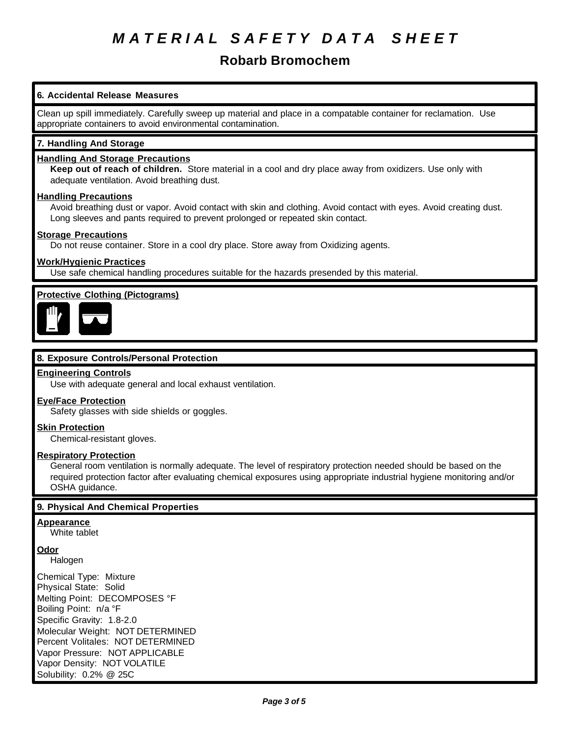# MATERIAL SAFETY DATA SHEET

## Robarb Bromochem

### 6. Accidental Release Measures

Clean up spill immediately. Carefully sweep up material and place in a compatable container for reclamation. Use appropriate containers to avoid environmental contamination.

### 7. Handling And Storage

**Handling And Storage Precautions**

**Keep out of reach of children.** Store material in a cool and dry place away from oxidizers. Use only with adequate ventilation. Avoid breathing dust.

**Handling Precautions**

Avoid breathing dust or vapor. Avoid contact with skin and clothing. Avoid contact with eyes. Avoid creating dust. Long sleeves and pants required to prevent prolonged or repeated skin contact.

**Storage Precautions**

Do not reuse container. Store in a cool dry place. Store away from Oxidizing agents.

**Work/Hygienic Practices**

Use safe chemical handling procedures suitable for the hazards presended by this material.

**Protective Clothing (Pictograms)**

### 8. Exposure Controls/Personal Protection

**Engineering Controls**

Use with adequate general and local exhaust ventilation.

**Eye/Face Protection**

Safety glasses with side shields or goggles.

**Skin Protection**

Chemical-resistant gloves.

**Respiratory Protection**

General room ventilation is normally adequate. The level of respiratory protection needed should be based on the required protection factor after evaluating chemical exposures using appropriate industrial hygiene monitoring and/or OSHA guidance.

### 9. Physical And Chemical Properties

**Appearance**

White tablet

**Odor**

Halogen

Chemical Type: Mixture
Physical State: Solid
Melting Point: DECOMPOSES °F
Boiling Point: n/a °F
Specific Gravity: 1.8-2.0
Molecular Weight: NOT DETERMINED
Percent Volitales: NOT DETERMINED
Vapor Pressure: NOT APPLICABLE
Vapor Density: NOT VOLATILE
Solubility: 0.2% @ 25C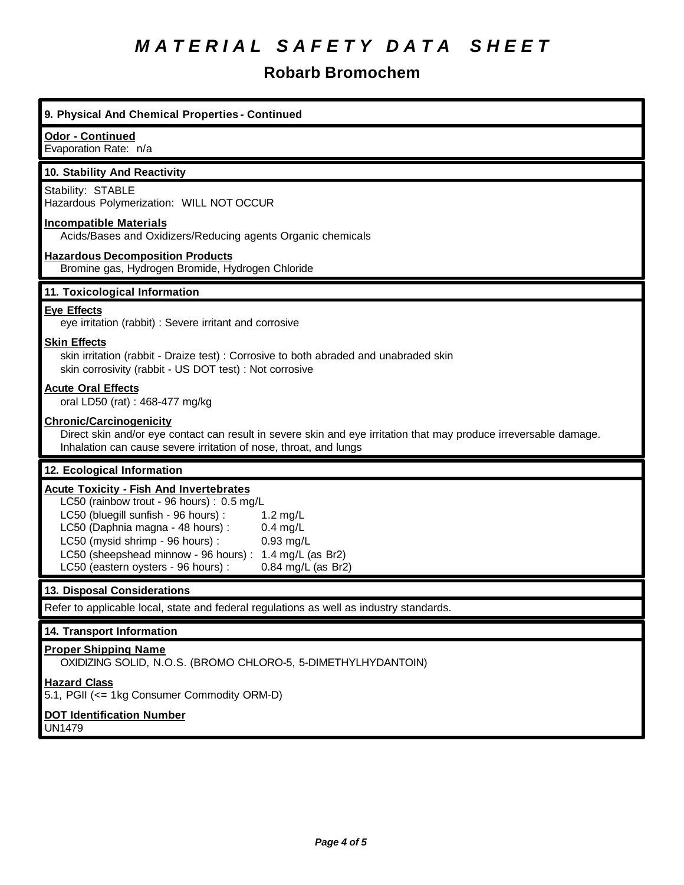# MATERIAL SAFETY DATA SHEET

## Robarb Bromochem

### 9. Physical And Chemical Properties - Continued

**Odor - Continued**

Evaporation Rate: n/a

### 10. Stability And Reactivity

Stability: STABLE

Hazardous Polymerization: WILL NOT OCCUR

**Incompatible Materials**

Acids/Bases and Oxidizers/Reducing agents Organic chemicals

**Hazardous Decomposition Products**

Bromine gas, Hydrogen Bromide, Hydrogen Chloride

### 11. Toxicological Information

**Eye Effects**

eye irritation (rabbit) : Severe irritant and corrosive

**Skin Effects**

skin irritation (rabbit - Draize test) : Corrosive to both abraded and unabraded skin

skin corrosivity (rabbit - US DOT test) : Not corrosive

**Acute Oral Effects**

oral LD50 (rat) : 468-477 mg/kg

**Chronic/Carcinogenicity**

Direct skin and/or eye contact can result in severe skin and eye irritation that may produce irreversable damage.

Inhalation can cause severe irritation of nose, throat, and lungs

### 12. Ecological Information

**Acute Toxicity - Fish And Invertebrates**

LC50 (rainbow trout - 96 hours) : 0.5 mg/L

LC50 (bluegill sunfish - 96 hours) : 1.2 mg/L

LC50 (Daphnia magna - 48 hours) : 0.4 mg/L

LC50 (mysid shrimp - 96 hours) : 0.93 mg/L

LC50 (sheepshead minnow - 96 hours) : 1.4 mg/L (as $Br_2$)

LC50 (eastern oysters - 96 hours) : 0.84 mg/L (as $Br_2$)

### 13. Disposal Considerations

Refer to applicable local, state and federal regulations as well as industry standards.

### 14. Transport Information

**Proper Shipping Name**

OXIDIZING SOLID, N.O.S. (BROMO CHLORO-5, 5-DIMETHYLHYDANTOIN)

**Hazard Class**

5.1, PGII (<= 1kg Consumer Commodity ORM-D)

**DOT Identification Number**

UN1479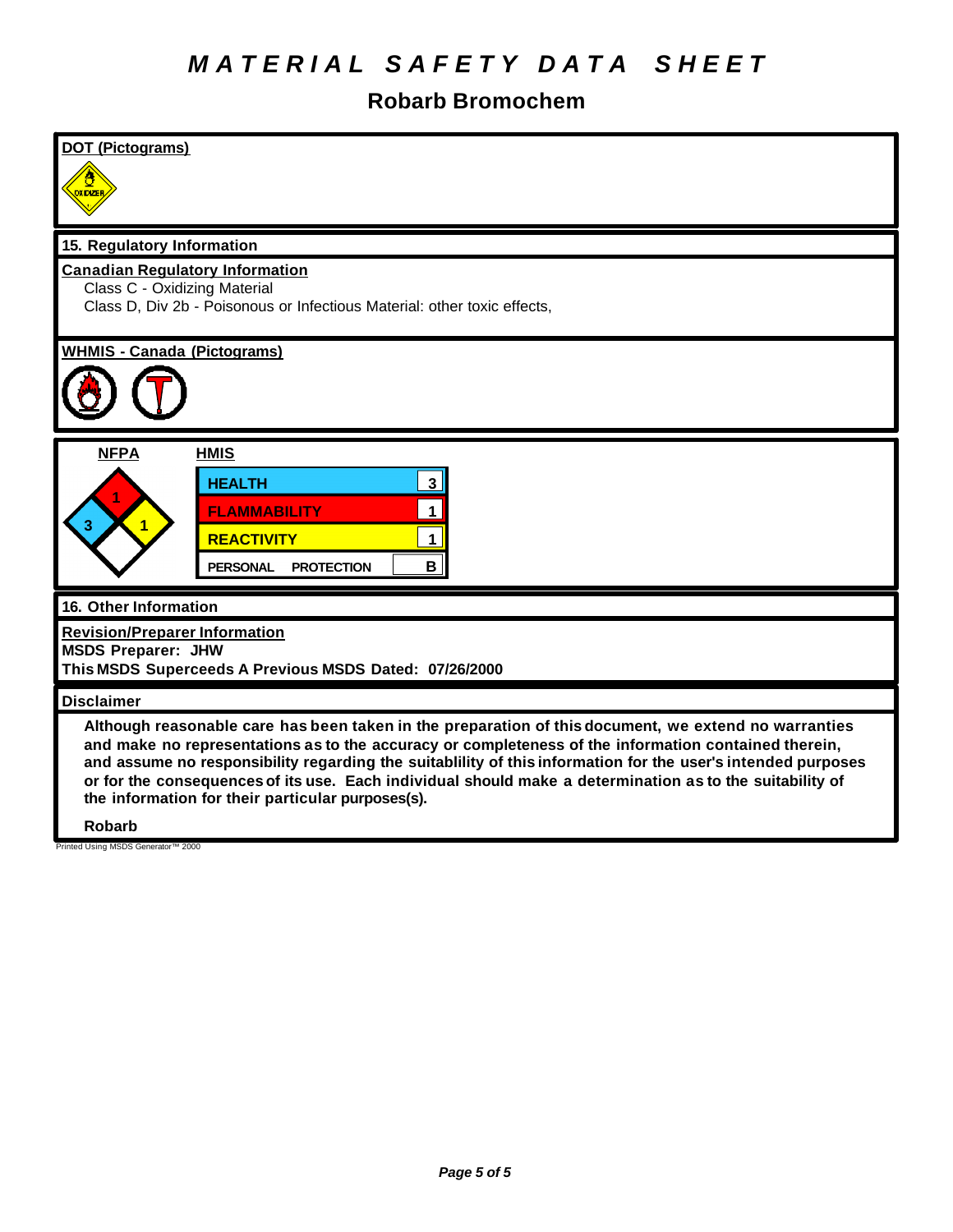# MATERIAL SAFETY DATA SHEET

## Robarb Bromochem

**DOT (Pictograms)**

OXIDIZER

## 15. Regulatory Information

**Canadian Regulatory Information**

Class C - Oxidizing Material
Class D, Div 2b - Poisonous or Infectious Material: other toxic effects,

**WHMIS - Canada (Pictograms)**

**NFPA**

Flammability: 1
Health: 3
Reactivity: 1

**HMIS**

| | |
|---|---|
| HEALTH | 3 |
| FLAMMABILITY | 1 |
| REACTIVITY | 1 |
| PERSONAL PROTECTION | B |

## 16. Other Information

**Revision/Preparer Information**

**MSDS Preparer: JHW**

**This MSDS Superceeds A Previous MSDS Dated: 07/26/2000**

**Disclaimer**

**Although reasonable care has been taken in the preparation of this document, we extend no warranties and make no representations as to the accuracy or completeness of the information contained therein, and assume no responsibility regarding the suitablity of this information for the user's intended purposes or for the consequences of its use. Each individual should make a determination as to the suitability of the information for their particular purposes(s).**

**Robarb**

Printed Using MSDS Generator™ 2000